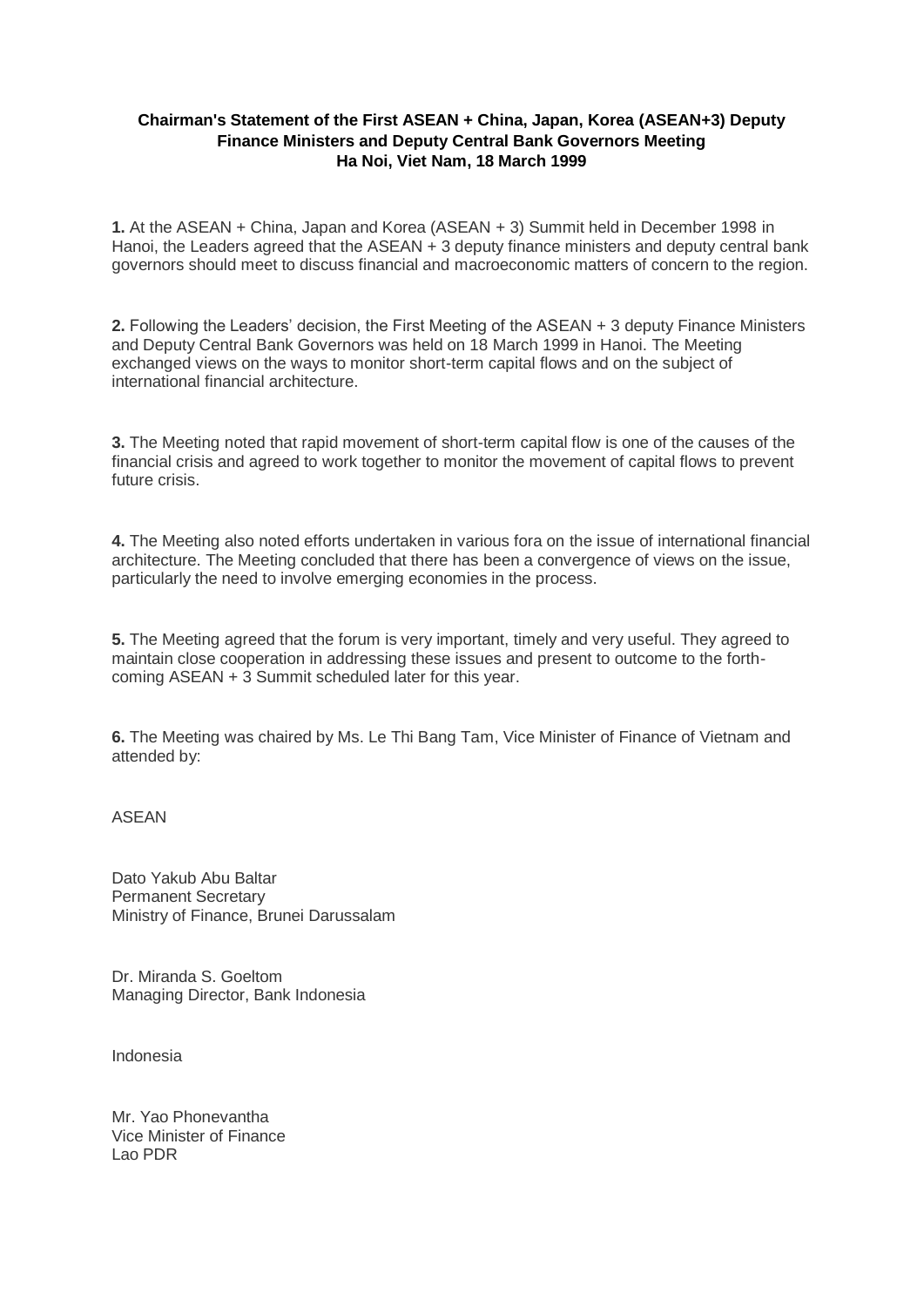**Chairman's Statement of the First ASEAN + China, Japan, Korea (ASEAN+3) Deputy Finance Ministers and Deputy Central Bank Governors Meeting**
**Ha Noi, Viet Nam, 18 March 1999**

**1.** At the ASEAN + China, Japan and Korea (ASEAN + 3) Summit held in December 1998 in Hanoi, the Leaders agreed that the ASEAN + 3 deputy finance ministers and deputy central bank governors should meet to discuss financial and macroeconomic matters of concern to the region.

**2.** Following the Leaders' decision, the First Meeting of the ASEAN + 3 deputy Finance Ministers and Deputy Central Bank Governors was held on 18 March 1999 in Hanoi. The Meeting exchanged views on the ways to monitor short-term capital flows and on the subject of international financial architecture.

**3.** The Meeting noted that rapid movement of short-term capital flow is one of the causes of the financial crisis and agreed to work together to monitor the movement of capital flows to prevent future crisis.

**4.** The Meeting also noted efforts undertaken in various fora on the issue of international financial architecture. The Meeting concluded that there has been a convergence of views on the issue, particularly the need to involve emerging economies in the process.

**5.** The Meeting agreed that the forum is very important, timely and very useful. They agreed to maintain close cooperation in addressing these issues and present to outcome to the forth-coming ASEAN + 3 Summit scheduled later for this year.

**6.** The Meeting was chaired by Ms. Le Thi Bang Tam, Vice Minister of Finance of Vietnam and attended by:

ASEAN

Dato Yakub Abu Baltar
Permanent Secretary
Ministry of Finance, Brunei Darussalam

Dr. Miranda S. Goeltom
Managing Director, Bank Indonesia

Indonesia

Mr. Yao Phonevantha
Vice Minister of Finance
Lao PDR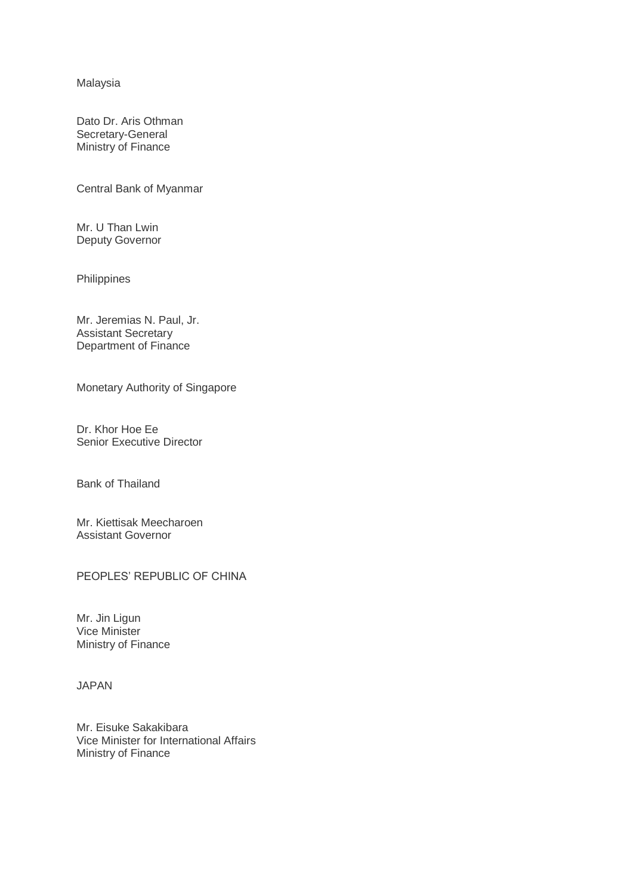Malaysia

Dato Dr. Aris Othman
Secretary-General
Ministry of Finance

Central Bank of Myanmar

Mr. U Than Lwin
Deputy Governor

Philippines

Mr. Jeremias N. Paul, Jr.
Assistant Secretary
Department of Finance

Monetary Authority of Singapore

Dr. Khor Hoe Ee
Senior Executive Director

Bank of Thailand

Mr. Kiettisak Meecharoen
Assistant Governor

PEOPLES' REPUBLIC OF CHINA

Mr. Jin Ligun
Vice Minister
Ministry of Finance

JAPAN

Mr. Eisuke Sakakibara
Vice Minister for International Affairs
Ministry of Finance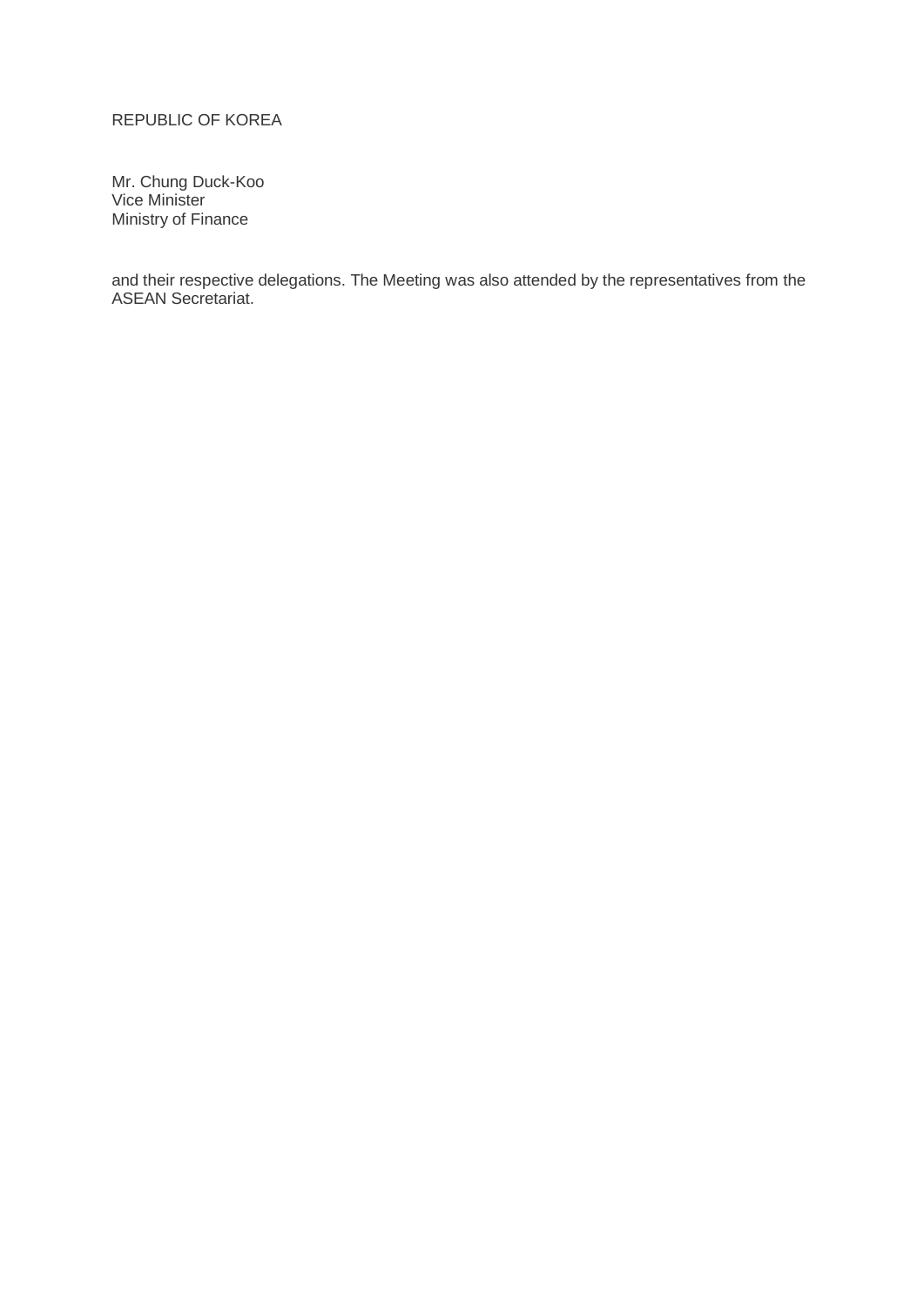REPUBLIC OF KOREA

Mr. Chung Duck-Koo
Vice Minister
Ministry of Finance

and their respective delegations. The Meeting was also attended by the representatives from the ASEAN Secretariat.